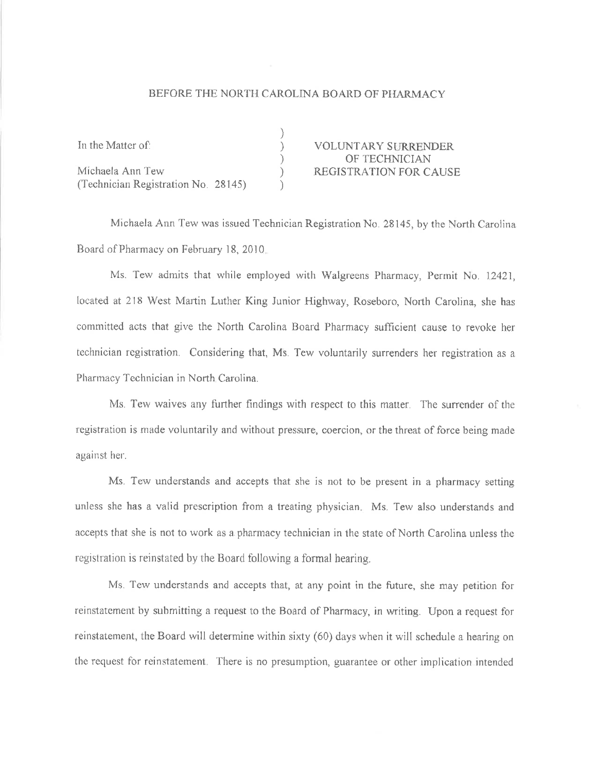BEFORE THE NORTH CAROLINA BOARD OF PHARMACY

| | | |
|---|---|---|
| In the Matter of: | ) | VOLUNTARY SURRENDER |
| | ) | OF TECHNICIAN |
| Michaela Ann Tew | ) | REGISTRATION FOR CAUSE |
| (Technician Registration No. 28145) | ) | |

Michaela Ann Tew was issued Technician Registration No. 28145, by the North Carolina Board of Pharmacy on February 18, 2010.

Ms. Tew admits that while employed with Walgreens Pharmacy, Permit No. 12421, located at 218 West Martin Luther King Junior Highway, Roseboro, North Carolina, she has committed acts that give the North Carolina Board Pharmacy sufficient cause to revoke her technician registration. Considering that, Ms. Tew voluntarily surrenders her registration as a Pharmacy Technician in North Carolina.

Ms. Tew waives any further findings with respect to this matter. The surrender of the registration is made voluntarily and without pressure, coercion, or the threat of force being made against her.

Ms. Tew understands and accepts that she is not to be present in a pharmacy setting unless she has a valid prescription from a treating physician. Ms. Tew also understands and accepts that she is not to work as a pharmacy technician in the state of North Carolina unless the registration is reinstated by the Board following a formal hearing.

Ms. Tew understands and accepts that, at any point in the future, she may petition for reinstatement by submitting a request to the Board of Pharmacy, in writing. Upon a request for reinstatement, the Board will determine within sixty (60) days when it will schedule a hearing on the request for reinstatement. There is no presumption, guarantee or other implication intended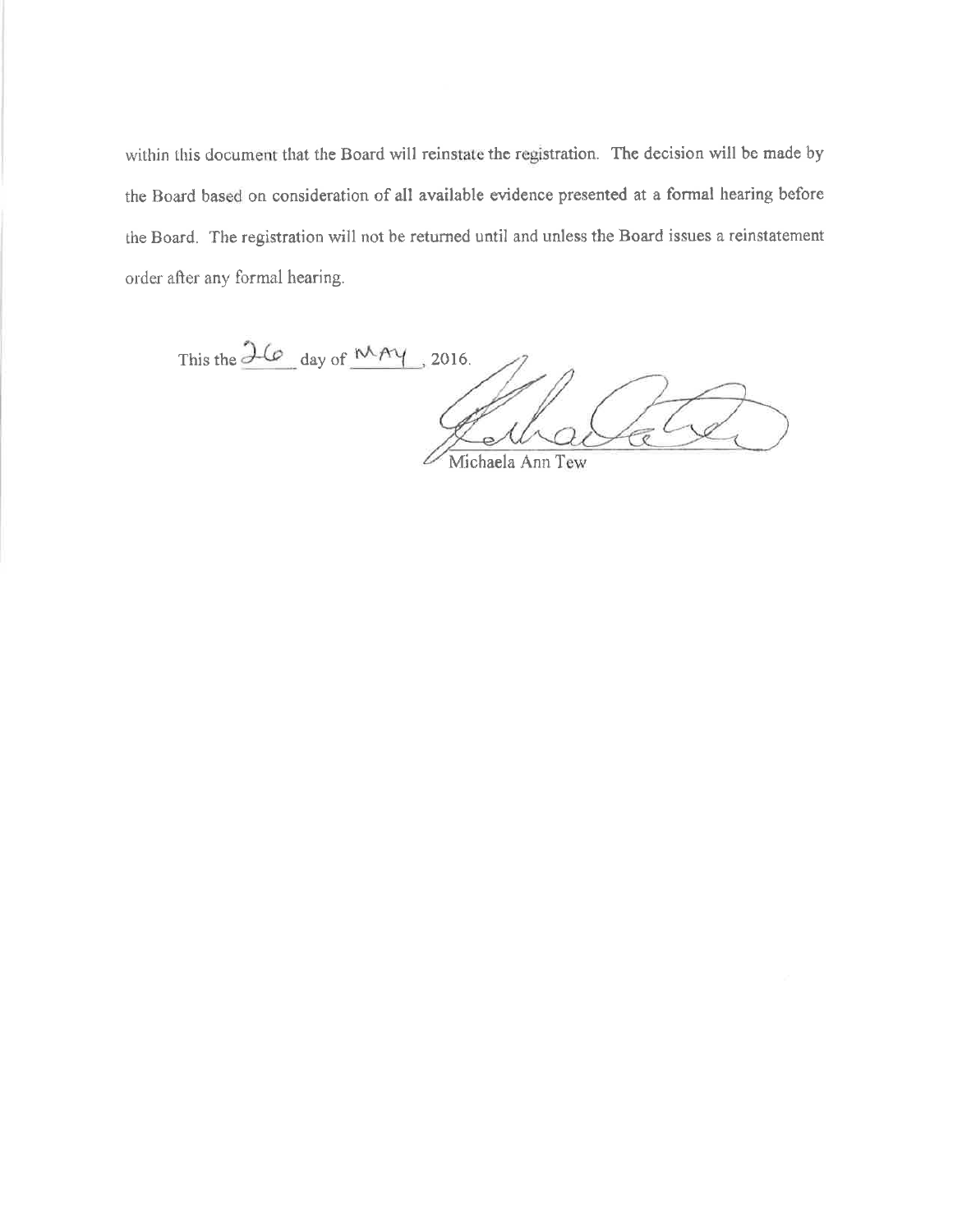within this document that the Board will reinstate the registration. The decision will be made by the Board based on consideration of all available evidence presented at a formal hearing before the Board. The registration will not be returned until and unless the Board issues a reinstatement order after any formal hearing.

This the 26 day of MAY, 2016.

Michaela Ann Tew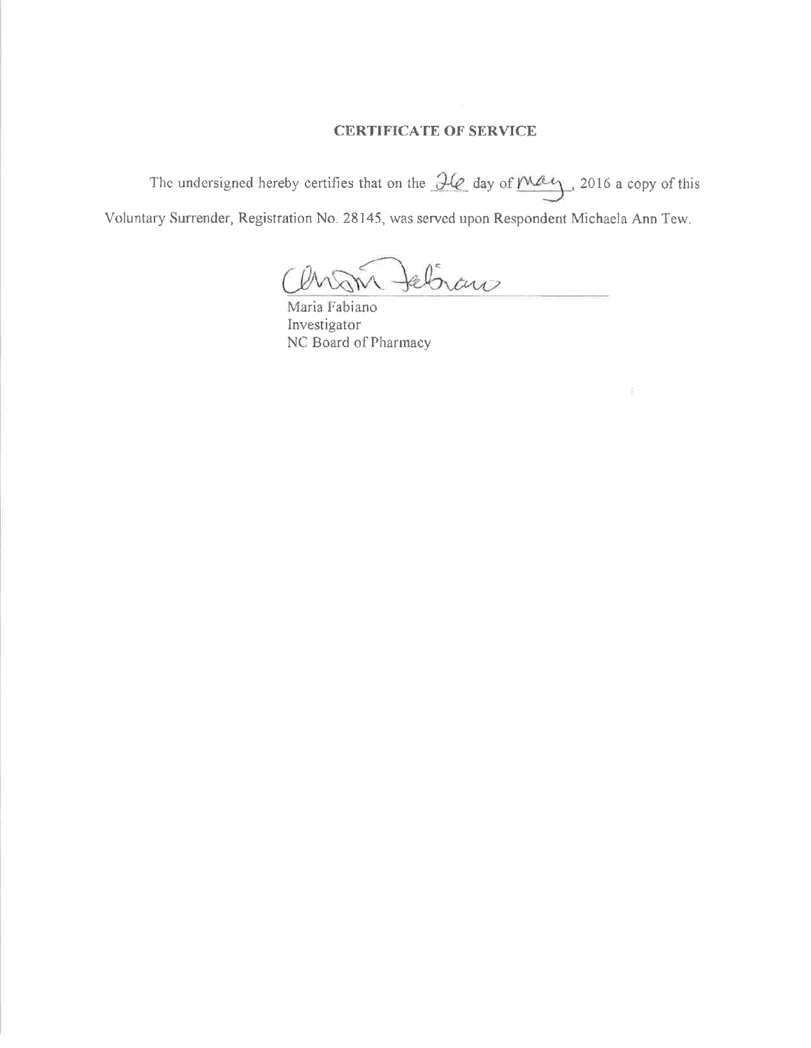## CERTIFICATE OF SERVICE

The undersigned hereby certifies that on the 26 day of May, 2016 a copy of this Voluntary Surrender, Registration No. 28145, was served upon Respondent Michaela Ann Tew.

Maria Fabiano
Investigator
NC Board of Pharmacy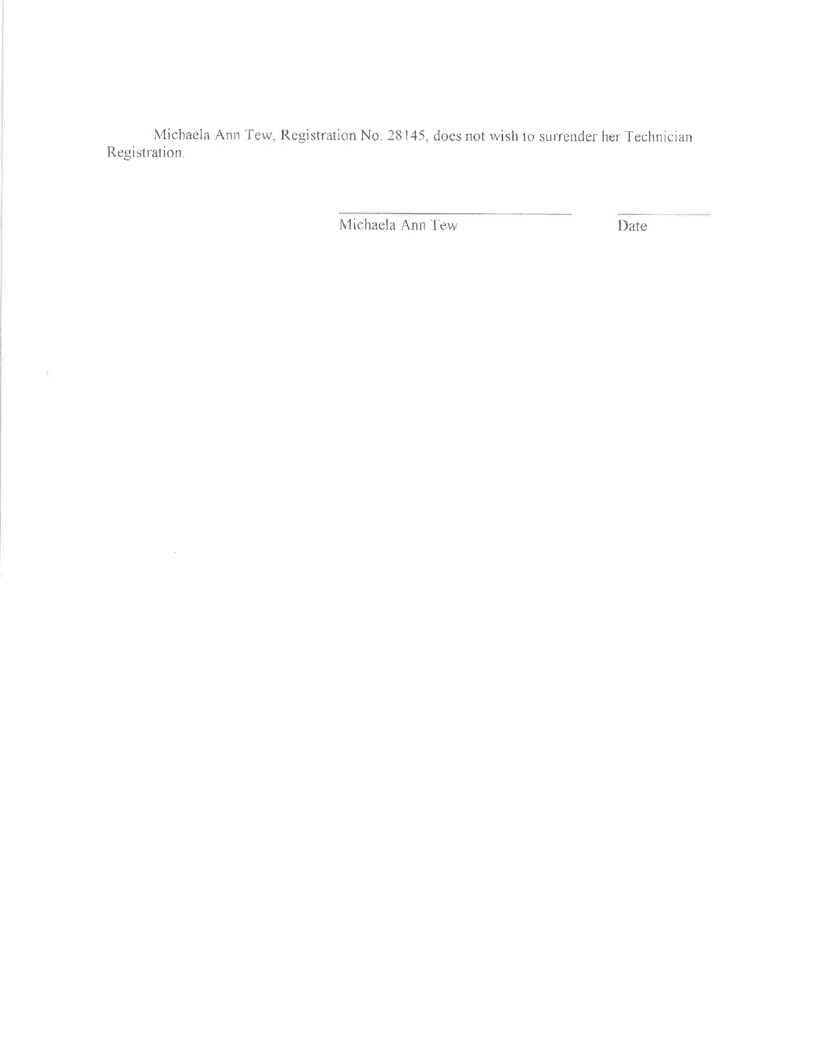Michaela Ann Tew, Registration No. 28145, does not wish to surrender her Technician Registration.

\_\_\_\_\_\_\_\_\_\_\_\_\_\_\_\_\_\_\_\_\_\_\_\_\_\_\_\_\_\_ \_\_\_\_\_\_\_\_\_\_\_\_

Michaela Ann Tew Date